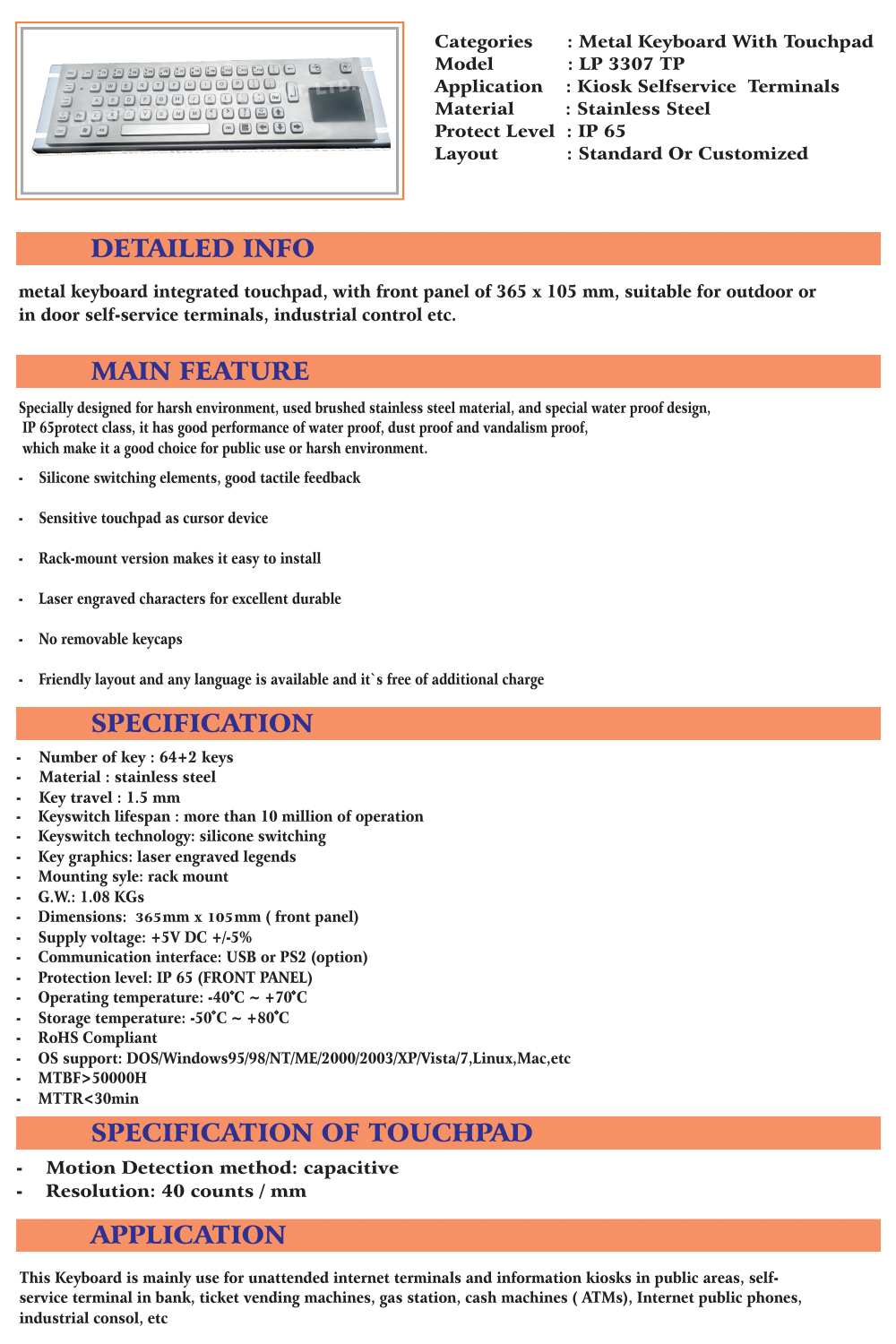| | |
|---|---|
| Categories | : Metal Keyboard With Touchpad |
| Model | : LP 3307 TP |
| Application | : Kiosk Selfservice Terminals |
| Material | : Stainless Steel |
| Protect Level | : IP 65 |
| Layout | : Standard Or Customized |

## DETAILED INFO

**metal keyboard integrated touchpad, with front panel of 365 x 105 mm, suitable for outdoor or in door self-service terminals, industrial control etc.**

## MAIN FEATURE

Specially designed for harsh environment, used brushed stainless steel material, and special water proof design, IP 65protect class, it has good performance of water proof, dust proof and vandalism proof, which make it a good choice for public use or harsh environment.

- Silicone switching elements, good tactile feedback
- Sensitive touchpad as cursor device
- Rack-mount version makes it easy to install
- Laser engraved characters for excellent durable
- No removable keycaps
- Friendly layout and any language is available and it`s free of additional charge

## SPECIFICATION

- Number of key : 64+2 keys
- Material : stainless steel
- Key travel : 1.5 mm
- Keyswitch lifespan : more than 10 million of operation
- Keyswitch technology: silicone switching
- Key graphics: laser engraved legends
- Mounting syle: rack mount
- G.W.: 1.08 KGs
- Dimensions: 365mm x 105mm ( front panel)
- Supply voltage: +5V DC +/-5%
- Communication interface: USB or PS2 (option)
- Protection level: IP 65 (FRONT PANEL)
- Operating temperature: -40°C ~ +70°C
- Storage temperature: -50°C ~ +80°C
- RoHS Compliant
- OS support: DOS/Windows95/98/NT/ME/2000/2003/XP/Vista/7,Linux,Mac,etc
- MTBF>50000H
- MTTR<30min

## SPECIFICATION OF TOUCHPAD

- Motion Detection method: capacitive
- Resolution: 40 counts / mm

## APPLICATION

This Keyboard is mainly use for unattended internet terminals and information kiosks in public areas, self-service terminal in bank, ticket vending machines, gas station, cash machines ( ATMs), Internet public phones, industrial consol, etc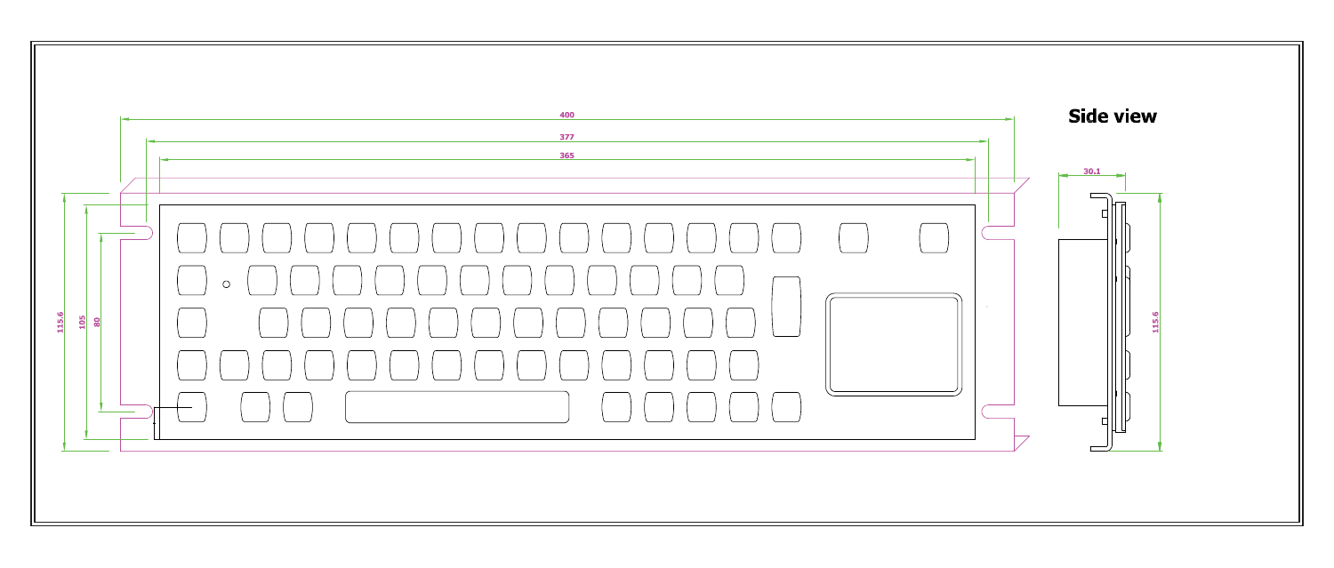400

377

365

115.6

105

80

## Side view

30.1

115.6